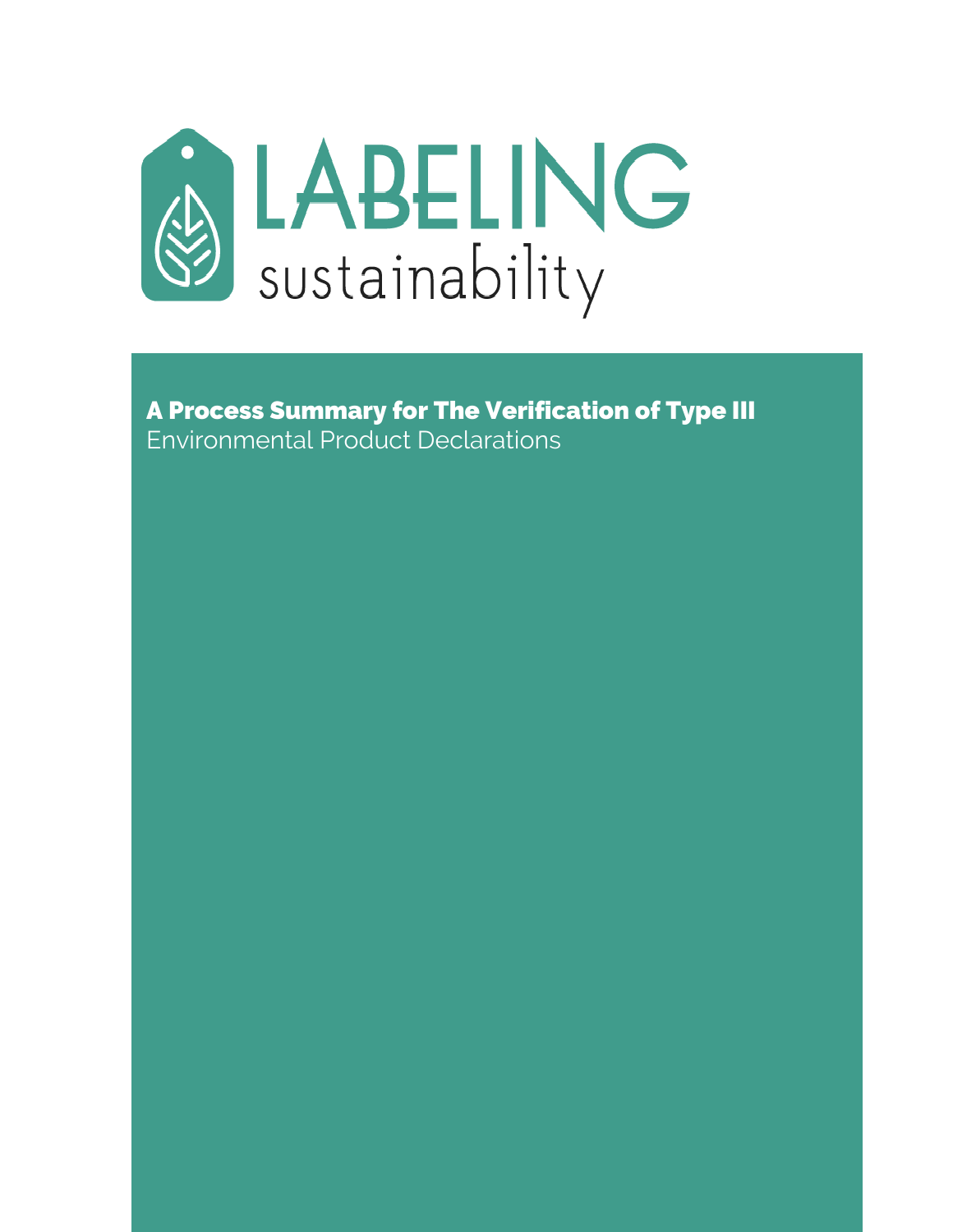# LABELING sustainability

## A Process Summary for The Verification of Type III
Environmental Product Declarations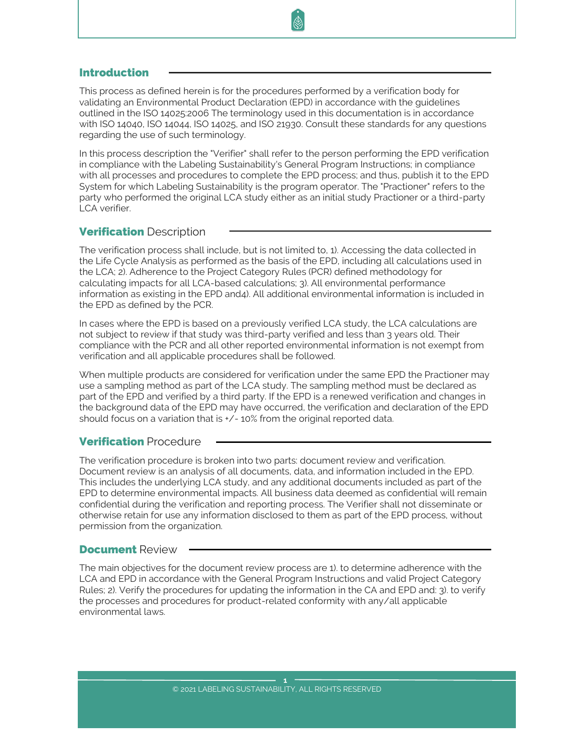## Introduction

This process as defined herein is for the procedures performed by a verification body for validating an Environmental Product Declaration (EPD) in accordance with the guidelines outlined in the ISO 14025:2006 The terminology used in this documentation is in accordance with ISO 14040, ISO 14044, ISO 14025, and ISO 21930. Consult these standards for any questions regarding the use of such terminology.

In this process description the "Verifier" shall refer to the person performing the EPD verification in compliance with the Labeling Sustainability's General Program Instructions; in compliance with all processes and procedures to complete the EPD process; and thus, publish it to the EPD System for which Labeling Sustainability is the program operator. The "Practioner" refers to the party who performed the original LCA study either as an initial study Practioner or a third-party LCA verifier.

## Verification Description

The verification process shall include, but is not limited to, 1). Accessing the data collected in the Life Cycle Analysis as performed as the basis of the EPD, including all calculations used in the LCA; 2). Adherence to the Project Category Rules (PCR) defined methodology for calculating impacts for all LCA-based calculations; 3). All environmental performance information as existing in the EPD and4). All additional environmental information is included in the EPD as defined by the PCR.

In cases where the EPD is based on a previously verified LCA study, the LCA calculations are not subject to review if that study was third-party verified and less than 3 years old. Their compliance with the PCR and all other reported environmental information is not exempt from verification and all applicable procedures shall be followed.

When multiple products are considered for verification under the same EPD the Practioner may use a sampling method as part of the LCA study. The sampling method must be declared as part of the EPD and verified by a third party. If the EPD is a renewed verification and changes in the background data of the EPD may have occurred, the verification and declaration of the EPD should focus on a variation that is +/- 10% from the original reported data.

## Verification Procedure

The verification procedure is broken into two parts: document review and verification. Document review is an analysis of all documents, data, and information included in the EPD. This includes the underlying LCA study, and any additional documents included as part of the EPD to determine environmental impacts. All business data deemed as confidential will remain confidential during the verification and reporting process. The Verifier shall not disseminate or otherwise retain for use any information disclosed to them as part of the EPD process, without permission from the organization.

## Document Review

The main objectives for the document review process are 1). to determine adherence with the LCA and EPD in accordance with the General Program Instructions and valid Project Category Rules; 2). Verify the procedures for updating the information in the CA and EPD and: 3). to verify the processes and procedures for product-related conformity with any/all applicable environmental laws.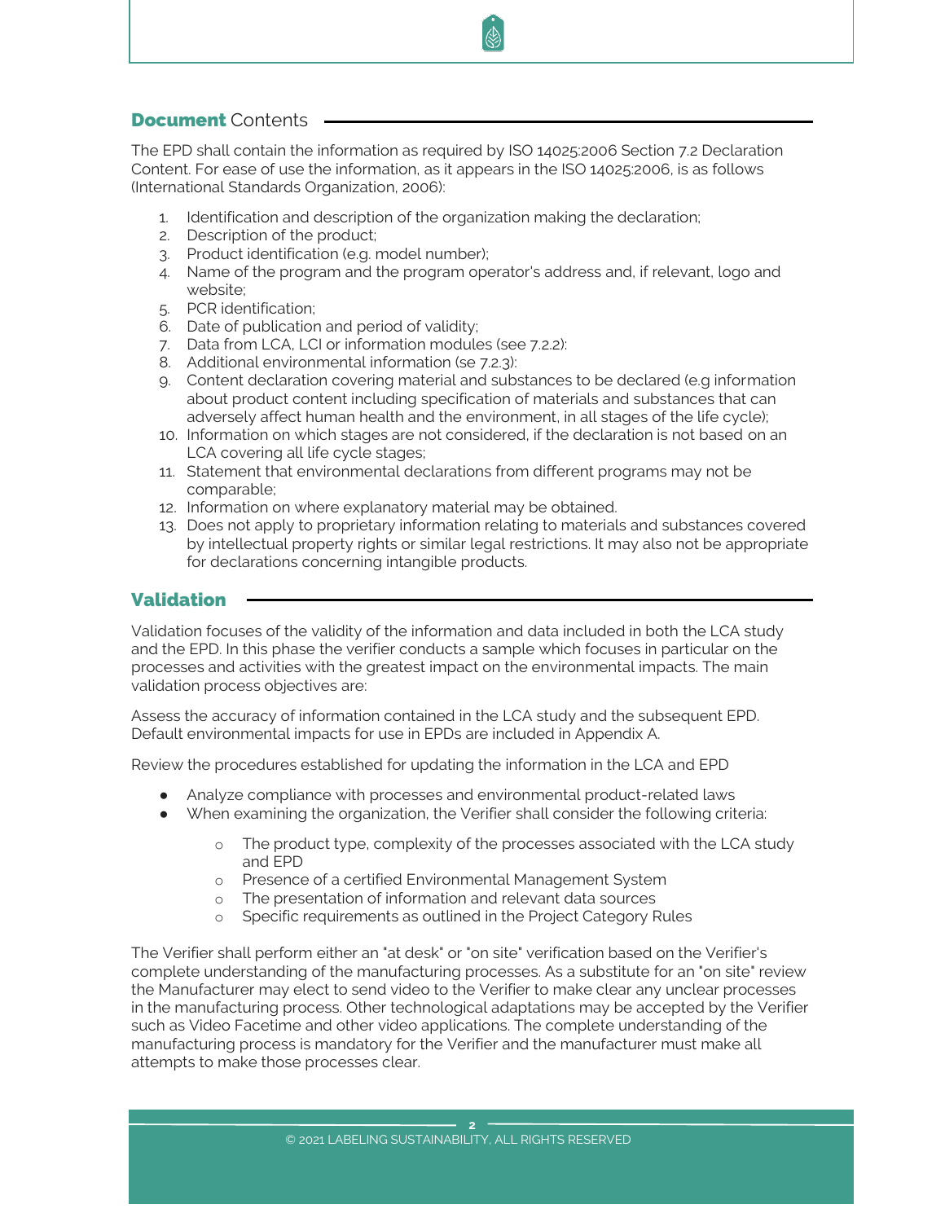## **Document** Contents

The EPD shall contain the information as required by ISO 14025:2006 Section 7.2 Declaration Content. For ease of use the information, as it appears in the ISO 14025:2006, is as follows (International Standards Organization, 2006):

1. Identification and description of the organization making the declaration;
2. Description of the product;
3. Product identification (e.g. model number);
4. Name of the program and the program operator's address and, if relevant, logo and website;
5. PCR identification;
6. Date of publication and period of validity;
7. Data from LCA, LCI or information modules (see 7.2.2):
8. Additional environmental information (se 7.2.3):
9. Content declaration covering material and substances to be declared (e.g information about product content including specification of materials and substances that can adversely affect human health and the environment, in all stages of the life cycle);
10. Information on which stages are not considered, if the declaration is not based on an LCA covering all life cycle stages;
11. Statement that environmental declarations from different programs may not be comparable;
12. Information on where explanatory material may be obtained.
13. Does not apply to proprietary information relating to materials and substances covered by intellectual property rights or similar legal restrictions. It may also not be appropriate for declarations concerning intangible products.

## **Validation**

Validation focuses of the validity of the information and data included in both the LCA study and the EPD. In this phase the verifier conducts a sample which focuses in particular on the processes and activities with the greatest impact on the environmental impacts. The main validation process objectives are:

Assess the accuracy of information contained in the LCA study and the subsequent EPD. Default environmental impacts for use in EPDs are included in Appendix A.

Review the procedures established for updating the information in the LCA and EPD

- Analyze compliance with processes and environmental product-related laws
- When examining the organization, the Verifier shall consider the following criteria:
    - The product type, complexity of the processes associated with the LCA study and EPD
    - Presence of a certified Environmental Management System
    - The presentation of information and relevant data sources
    - Specific requirements as outlined in the Project Category Rules

The Verifier shall perform either an "at desk" or "on site" verification based on the Verifier's complete understanding of the manufacturing processes. As a substitute for an "on site" review the Manufacturer may elect to send video to the Verifier to make clear any unclear processes in the manufacturing process. Other technological adaptations may be accepted by the Verifier such as Video Facetime and other video applications. The complete understanding of the manufacturing process is mandatory for the Verifier and the manufacturer must make all attempts to make those processes clear.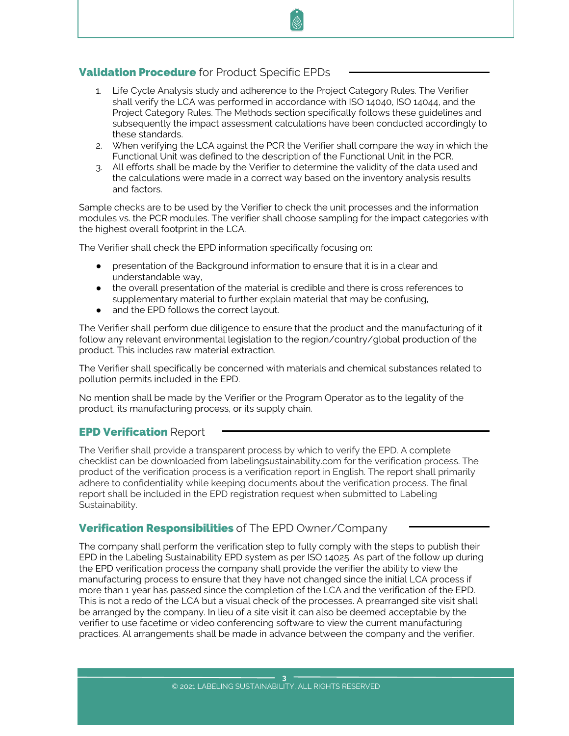## **Validation Procedure** for Product Specific EPDs

1. Life Cycle Analysis study and adherence to the Project Category Rules. The Verifier shall verify the LCA was performed in accordance with ISO 14040, ISO 14044, and the Project Category Rules. The Methods section specifically follows these guidelines and subsequently the impact assessment calculations have been conducted accordingly to these standards.
2. When verifying the LCA against the PCR the Verifier shall compare the way in which the Functional Unit was defined to the description of the Functional Unit in the PCR.
3. All efforts shall be made by the Verifier to determine the validity of the data used and the calculations were made in a correct way based on the inventory analysis results and factors.

Sample checks are to be used by the Verifier to check the unit processes and the information modules vs. the PCR modules. The verifier shall choose sampling for the impact categories with the highest overall footprint in the LCA.

The Verifier shall check the EPD information specifically focusing on:

- presentation of the Background information to ensure that it is in a clear and understandable way,
- the overall presentation of the material is credible and there is cross references to supplementary material to further explain material that may be confusing,
- and the EPD follows the correct layout.

The Verifier shall perform due diligence to ensure that the product and the manufacturing of it follow any relevant environmental legislation to the region/country/global production of the product. This includes raw material extraction.

The Verifier shall specifically be concerned with materials and chemical substances related to pollution permits included in the EPD.

No mention shall be made by the Verifier or the Program Operator as to the legality of the product, its manufacturing process, or its supply chain.

## **EPD Verification** Report

The Verifier shall provide a transparent process by which to verify the EPD. A complete checklist can be downloaded from labelingsustainability.com for the verification process. The product of the verification process is a verification report in English. The report shall primarily adhere to confidentiality while keeping documents about the verification process. The final report shall be included in the EPD registration request when submitted to Labeling Sustainability.

## **Verification Responsibilities** of The EPD Owner/Company

The company shall perform the verification step to fully comply with the steps to publish their EPD in the Labeling Sustainability EPD system as per ISO 14025. As part of the follow up during the EPD verification process the company shall provide the verifier the ability to view the manufacturing process to ensure that they have not changed since the initial LCA process if more than 1 year has passed since the completion of the LCA and the verification of the EPD. This is not a redo of the LCA but a visual check of the processes. A prearranged site visit shall be arranged by the company. In lieu of a site visit it can also be deemed acceptable by the verifier to use facetime or video conferencing software to view the current manufacturing practices. Al arrangements shall be made in advance between the company and the verifier.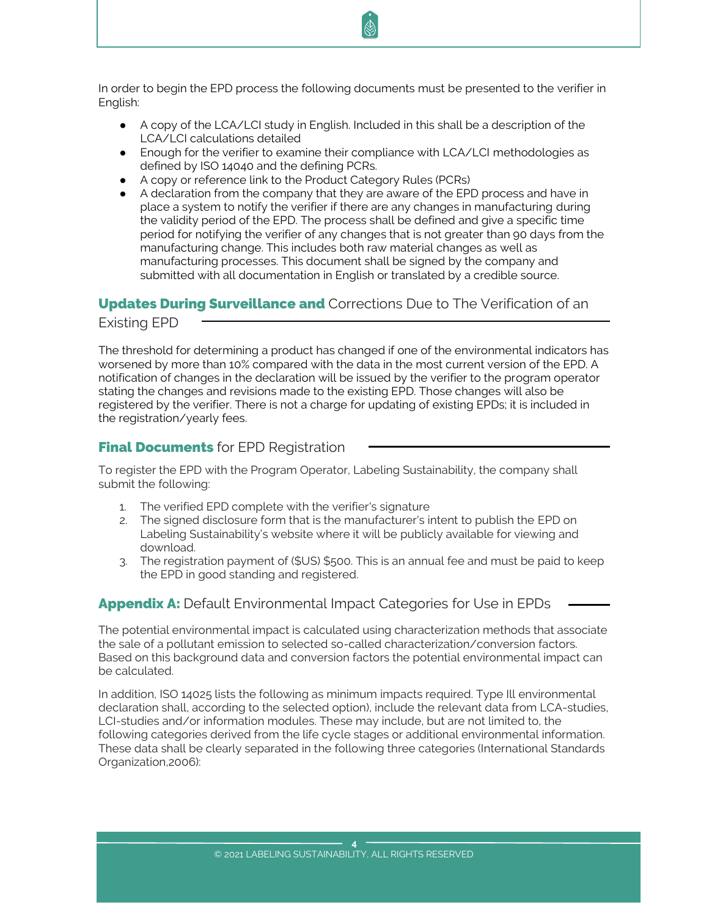In order to begin the EPD process the following documents must be presented to the verifier in English:

- A copy of the LCA/LCI study in English. Included in this shall be a description of the LCA/LCI calculations detailed
- Enough for the verifier to examine their compliance with LCA/LCI methodologies as defined by ISO 14040 and the defining PCRs.
- A copy or reference link to the Product Category Rules (PCRs)
- A declaration from the company that they are aware of the EPD process and have in place a system to notify the verifier if there are any changes in manufacturing during the validity period of the EPD. The process shall be defined and give a specific time period for notifying the verifier of any changes that is not greater than 90 days from the manufacturing change. This includes both raw material changes as well as manufacturing processes. This document shall be signed by the company and submitted with all documentation in English or translated by a credible source.

## **Updates During Surveillance and** Corrections Due to The Verification of an Existing EPD

The threshold for determining a product has changed if one of the environmental indicators has worsened by more than 10% compared with the data in the most current version of the EPD. A notification of changes in the declaration will be issued by the verifier to the program operator stating the changes and revisions made to the existing EPD. Those changes will also be registered by the verifier. There is not a charge for updating of existing EPDs; it is included in the registration/yearly fees.

## **Final Documents** for EPD Registration

To register the EPD with the Program Operator, Labeling Sustainability, the company shall submit the following:

1. The verified EPD complete with the verifier's signature
2. The signed disclosure form that is the manufacturer's intent to publish the EPD on Labeling Sustainability's website where it will be publicly available for viewing and download.
3. The registration payment of ($US) $500. This is an annual fee and must be paid to keep the EPD in good standing and registered.

## **Appendix A:** Default Environmental Impact Categories for Use in EPDs

The potential environmental impact is calculated using characterization methods that associate the sale of a pollutant emission to selected so-called characterization/conversion factors. Based on this background data and conversion factors the potential environmental impact can be calculated.

In addition, ISO 14025 lists the following as minimum impacts required. Type Ill environmental declaration shall, according to the selected option), include the relevant data from LCA-studies, LCI-studies and/or information modules. These may include, but are not limited to, the following categories derived from the life cycle stages or additional environmental information. These data shall be clearly separated in the following three categories (International Standards Organization,2006):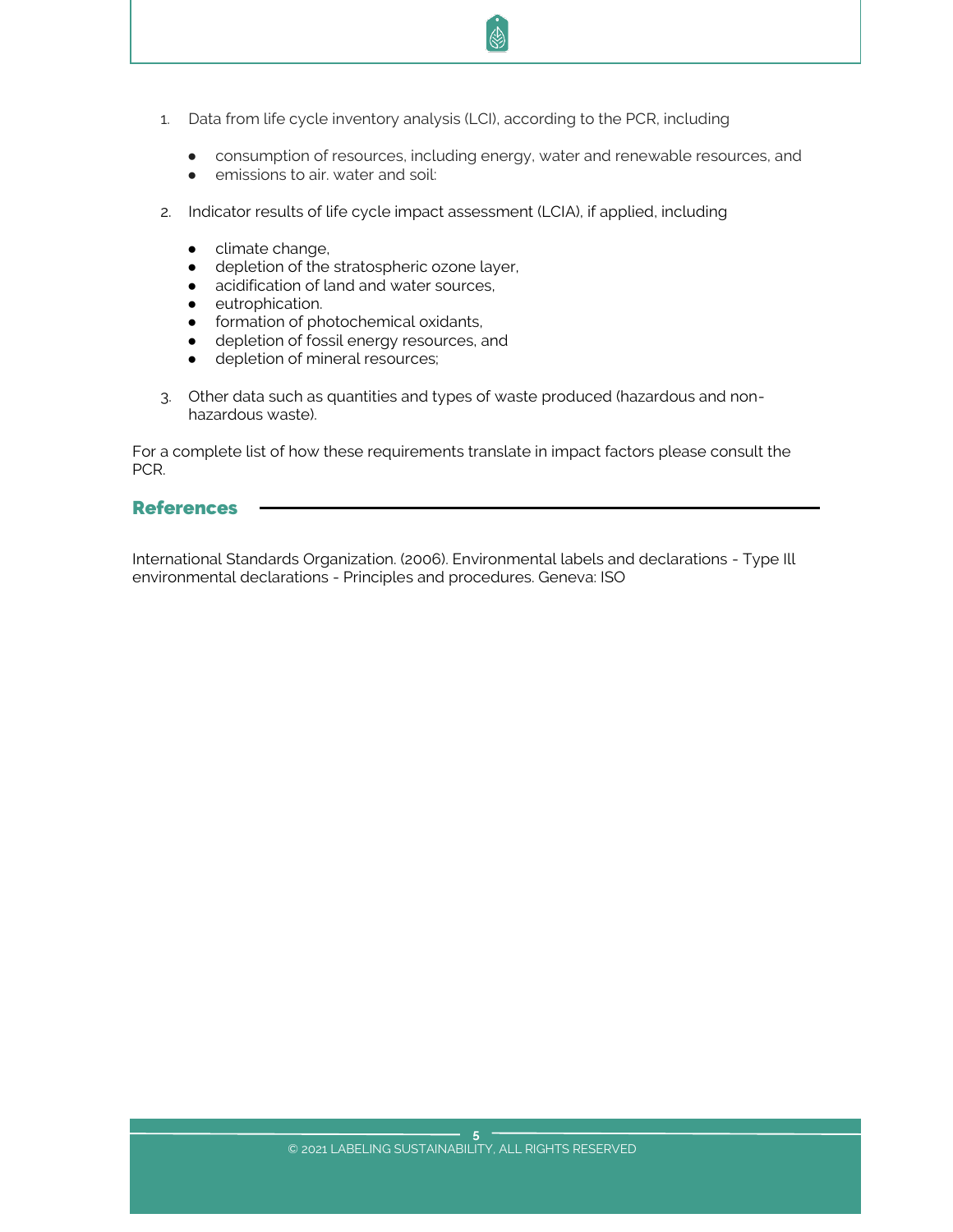1. Data from life cycle inventory analysis (LCI), according to the PCR, including
    - consumption of resources, including energy, water and renewable resources, and
    - emissions to air. water and soil:
2. Indicator results of life cycle impact assessment (LCIA), if applied, including
    - climate change,
    - depletion of the stratospheric ozone layer,
    - acidification of land and water sources,
    - eutrophication.
    - formation of photochemical oxidants,
    - depletion of fossil energy resources, and
    - depletion of mineral resources;
3. Other data such as quantities and types of waste produced (hazardous and non-hazardous waste).

For a complete list of how these requirements translate in impact factors please consult the PCR.

## References

International Standards Organization. (2006). Environmental labels and declarations - Type III environmental declarations - Principles and procedures. Geneva: ISO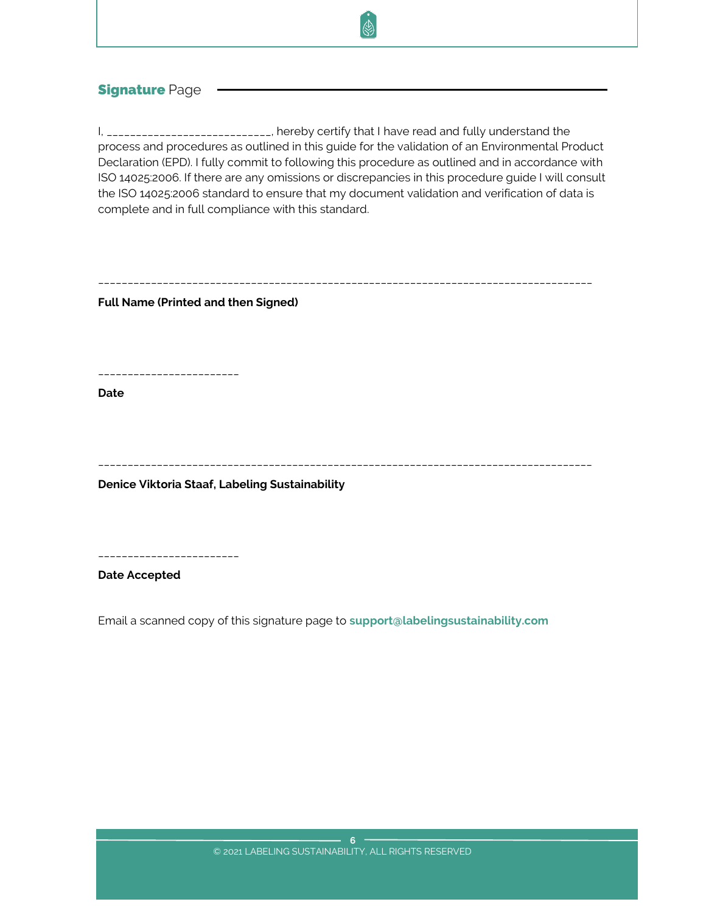## **Signature** Page

I, ____________________________, hereby certify that I have read and fully understand the process and procedures as outlined in this guide for the validation of an Environmental Product Declaration (EPD). I fully commit to following this procedure as outlined and in accordance with ISO 14025:2006. If there are any omissions or discrepancies in this procedure guide I will consult the ISO 14025:2006 standard to ensure that my document validation and verification of data is complete and in full compliance with this standard.

___________________________________________________________________________________

**Full Name (Printed and then Signed)**

________________________

**Date**

___________________________________________________________________________________

**Denice Viktoria Staaf, Labeling Sustainability**

________________________

**Date Accepted**

Email a scanned copy of this signature page to **support@labelingsustainability.com**

© 2021 LABELING SUSTAINABILITY, ALL RIGHTS RESERVED